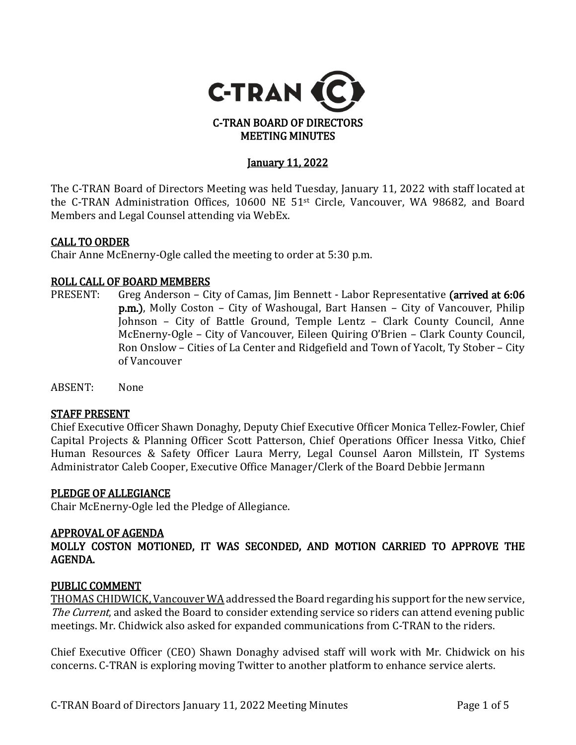# C-TRAN BOARD OF DIRECTORS MEETING MINUTES

## January 11, 2022

The C-TRAN Board of Directors Meeting was held Tuesday, January 11, 2022 with staff located at the C-TRAN Administration Offices, 10600 NE 51st Circle, Vancouver, WA 98682, and Board Members and Legal Counsel attending via WebEx.

### CALL TO ORDER

Chair Anne McEnerny-Ogle called the meeting to order at 5:30 p.m.

### ROLL CALL OF BOARD MEMBERS

PRESENT: Greg Anderson – City of Camas, Jim Bennett - Labor Representative **(arrived at 6:06 p.m.)**, Molly Coston – City of Washougal, Bart Hansen – City of Vancouver, Philip Johnson – City of Battle Ground, Temple Lentz – Clark County Council, Anne McEnerny-Ogle – City of Vancouver, Eileen Quiring O'Brien – Clark County Council, Ron Onslow – Cities of La Center and Ridgefield and Town of Yacolt, Ty Stober – City of Vancouver

ABSENT: None

### STAFF PRESENT

Chief Executive Officer Shawn Donaghy, Deputy Chief Executive Officer Monica Tellez-Fowler, Chief Capital Projects & Planning Officer Scott Patterson, Chief Operations Officer Inessa Vitko, Chief Human Resources & Safety Officer Laura Merry, Legal Counsel Aaron Millstein, IT Systems Administrator Caleb Cooper, Executive Office Manager/Clerk of the Board Debbie Jermann

### PLEDGE OF ALLEGIANCE

Chair McEnerny-Ogle led the Pledge of Allegiance.

### APPROVAL OF AGENDA

**MOLLY COSTON MOTIONED, IT WAS SECONDED, AND MOTION CARRIED TO APPROVE THE AGENDA.**

### PUBLIC COMMENT

THOMAS CHIDWICK, Vancouver WA addressed the Board regarding his support for the new service, *The Current*, and asked the Board to consider extending service so riders can attend evening public meetings. Mr. Chidwick also asked for expanded communications from C-TRAN to the riders.

Chief Executive Officer (CEO) Shawn Donaghy advised staff will work with Mr. Chidwick on his concerns. C-TRAN is exploring moving Twitter to another platform to enhance service alerts.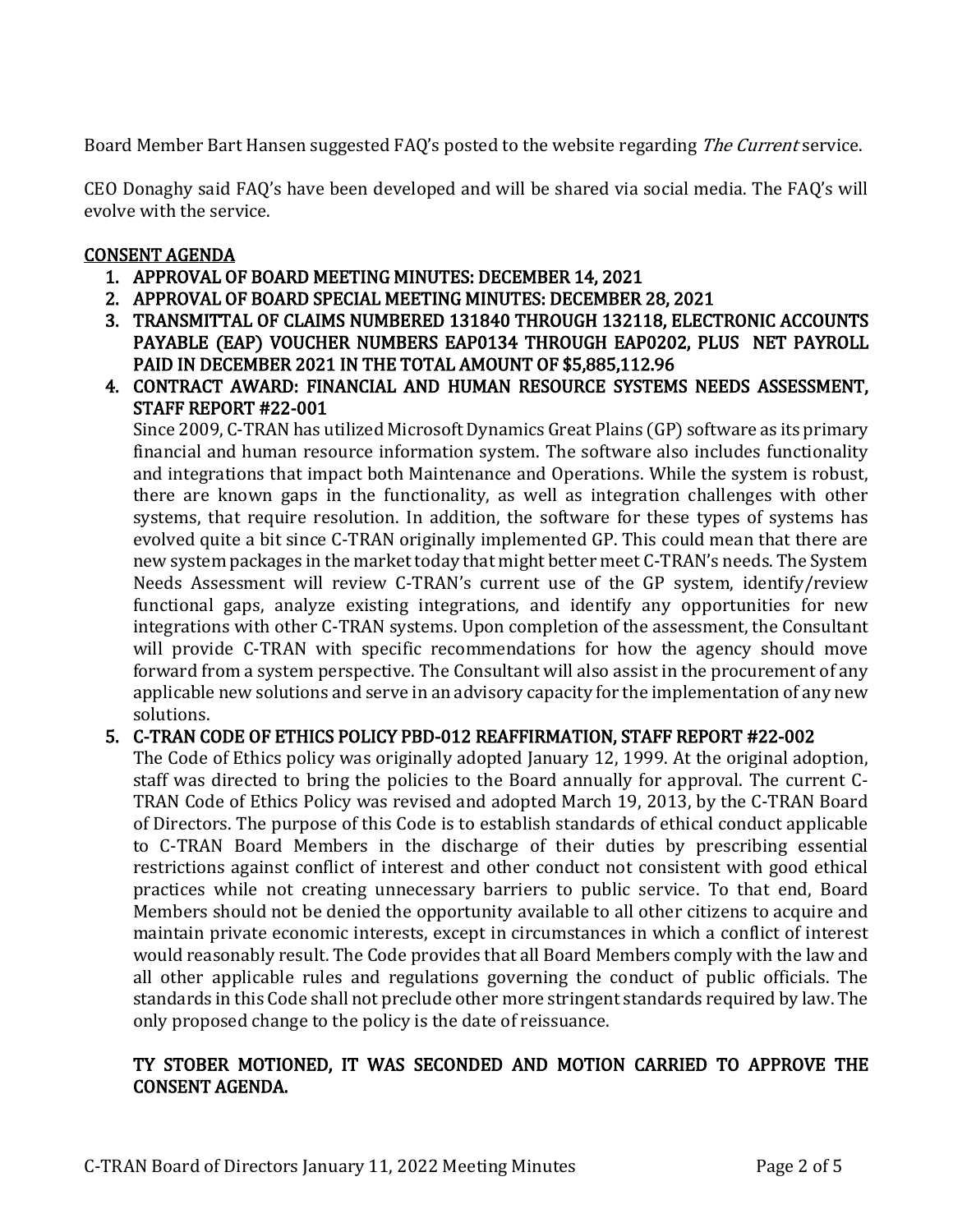Board Member Bart Hansen suggested FAQ's posted to the website regarding *The Current* service.

CEO Donaghy said FAQ's have been developed and will be shared via social media. The FAQ's will evolve with the service.

## CONSENT AGENDA

1. **APPROVAL OF BOARD MEETING MINUTES: DECEMBER 14, 2021**
2. **APPROVAL OF BOARD SPECIAL MEETING MINUTES: DECEMBER 28, 2021**
3. **TRANSMITTAL OF CLAIMS NUMBERED 131840 THROUGH 132118, ELECTRONIC ACCOUNTS PAYABLE (EAP) VOUCHER NUMBERS EAP0134 THROUGH EAP0202, PLUS NET PAYROLL PAID IN DECEMBER 2021 IN THE TOTAL AMOUNT OF $5,885,112.96**
4. **CONTRACT AWARD: FINANCIAL AND HUMAN RESOURCE SYSTEMS NEEDS ASSESSMENT, STAFF REPORT #22-001**

   Since 2009, C-TRAN has utilized Microsoft Dynamics Great Plains (GP) software as its primary financial and human resource information system. The software also includes functionality and integrations that impact both Maintenance and Operations. While the system is robust, there are known gaps in the functionality, as well as integration challenges with other systems, that require resolution. In addition, the software for these types of systems has evolved quite a bit since C-TRAN originally implemented GP. This could mean that there are new system packages in the market today that might better meet C-TRAN's needs. The System Needs Assessment will review C-TRAN's current use of the GP system, identify/review functional gaps, analyze existing integrations, and identify any opportunities for new integrations with other C-TRAN systems. Upon completion of the assessment, the Consultant will provide C-TRAN with specific recommendations for how the agency should move forward from a system perspective. The Consultant will also assist in the procurement of any applicable new solutions and serve in an advisory capacity for the implementation of any new solutions.

5. **C-TRAN CODE OF ETHICS POLICY PBD-012 REAFFIRMATION, STAFF REPORT #22-002**

   The Code of Ethics policy was originally adopted January 12, 1999. At the original adoption, staff was directed to bring the policies to the Board annually for approval. The current C-TRAN Code of Ethics Policy was revised and adopted March 19, 2013, by the C-TRAN Board of Directors. The purpose of this Code is to establish standards of ethical conduct applicable to C-TRAN Board Members in the discharge of their duties by prescribing essential restrictions against conflict of interest and other conduct not consistent with good ethical practices while not creating unnecessary barriers to public service. To that end, Board Members should not be denied the opportunity available to all other citizens to acquire and maintain private economic interests, except in circumstances in which a conflict of interest would reasonably result. The Code provides that all Board Members comply with the law and all other applicable rules and regulations governing the conduct of public officials. The standards in this Code shall not preclude other more stringent standards required by law. The only proposed change to the policy is the date of reissuance.

   **TY STOBER MOTIONED, IT WAS SECONDED AND MOTION CARRIED TO APPROVE THE CONSENT AGENDA.**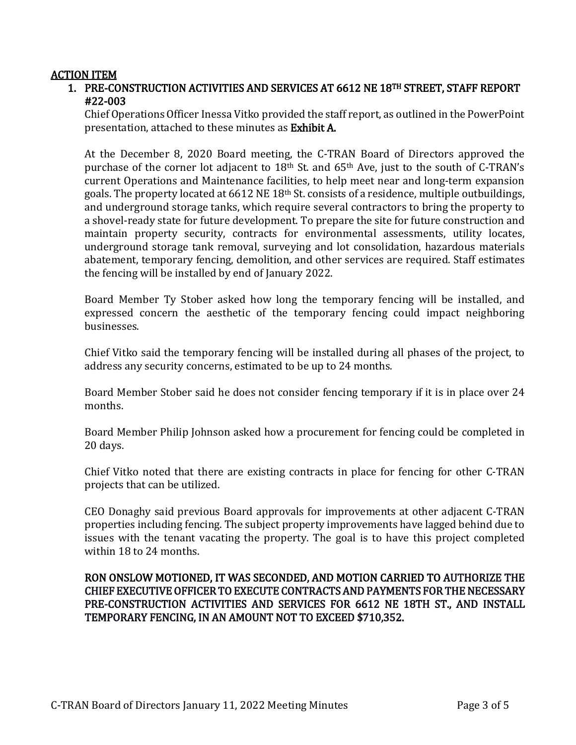## ACTION ITEM

### 1. PRE-CONSTRUCTION ACTIVITIES AND SERVICES AT 6612 NE 18TH STREET, STAFF REPORT #22-003

Chief Operations Officer Inessa Vitko provided the staff report, as outlined in the PowerPoint presentation, attached to these minutes as **Exhibit A.**

At the December 8, 2020 Board meeting, the C-TRAN Board of Directors approved the purchase of the corner lot adjacent to 18th St. and 65th Ave, just to the south of C-TRAN's current Operations and Maintenance facilities, to help meet near and long-term expansion goals. The property located at 6612 NE 18th St. consists of a residence, multiple outbuildings, and underground storage tanks, which require several contractors to bring the property to a shovel-ready state for future development. To prepare the site for future construction and maintain property security, contracts for environmental assessments, utility locates, underground storage tank removal, surveying and lot consolidation, hazardous materials abatement, temporary fencing, demolition, and other services are required. Staff estimates the fencing will be installed by end of January 2022.

Board Member Ty Stober asked how long the temporary fencing will be installed, and expressed concern the aesthetic of the temporary fencing could impact neighboring businesses.

Chief Vitko said the temporary fencing will be installed during all phases of the project, to address any security concerns, estimated to be up to 24 months.

Board Member Stober said he does not consider fencing temporary if it is in place over 24 months.

Board Member Philip Johnson asked how a procurement for fencing could be completed in 20 days.

Chief Vitko noted that there are existing contracts in place for fencing for other C-TRAN projects that can be utilized.

CEO Donaghy said previous Board approvals for improvements at other adjacent C-TRAN properties including fencing. The subject property improvements have lagged behind due to issues with the tenant vacating the property. The goal is to have this project completed within 18 to 24 months.

**RON ONSLOW MOTIONED, IT WAS SECONDED, AND MOTION CARRIED TO AUTHORIZE THE CHIEF EXECUTIVE OFFICER TO EXECUTE CONTRACTS AND PAYMENTS FOR THE NECESSARY PRE-CONSTRUCTION ACTIVITIES AND SERVICES FOR 6612 NE 18TH ST., AND INSTALL TEMPORARY FENCING, IN AN AMOUNT NOT TO EXCEED $710,352.**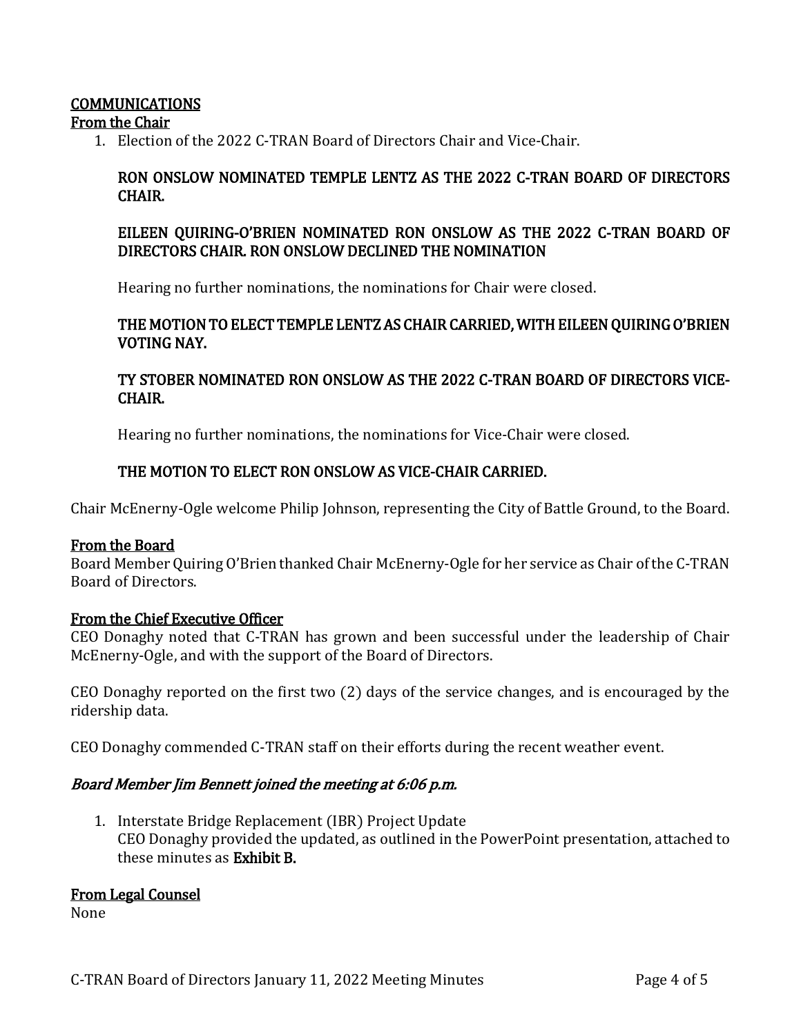## COMMUNICATIONS

### From the Chair

1. Election of the 2022 C-TRAN Board of Directors Chair and Vice-Chair.

   **RON ONSLOW NOMINATED TEMPLE LENTZ AS THE 2022 C-TRAN BOARD OF DIRECTORS CHAIR.**

   **EILEEN QUIRING-O'BRIEN NOMINATED RON ONSLOW AS THE 2022 C-TRAN BOARD OF DIRECTORS CHAIR. RON ONSLOW DECLINED THE NOMINATION**

   Hearing no further nominations, the nominations for Chair were closed.

   **THE MOTION TO ELECT TEMPLE LENTZ AS CHAIR CARRIED, WITH EILEEN QUIRING O'BRIEN VOTING NAY.**

   **TY STOBER NOMINATED RON ONSLOW AS THE 2022 C-TRAN BOARD OF DIRECTORS VICE-CHAIR.**

   Hearing no further nominations, the nominations for Vice-Chair were closed.

   **THE MOTION TO ELECT RON ONSLOW AS VICE-CHAIR CARRIED.**

Chair McEnerny-Ogle welcome Philip Johnson, representing the City of Battle Ground, to the Board.

### From the Board

Board Member Quiring O'Brien thanked Chair McEnerny-Ogle for her service as Chair of the C-TRAN Board of Directors.

### From the Chief Executive Officer

CEO Donaghy noted that C-TRAN has grown and been successful under the leadership of Chair McEnerny-Ogle, and with the support of the Board of Directors.

CEO Donaghy reported on the first two (2) days of the service changes, and is encouraged by the ridership data.

CEO Donaghy commended C-TRAN staff on their efforts during the recent weather event.

***Board Member Jim Bennett joined the meeting at 6:06 p.m.***

1. Interstate Bridge Replacement (IBR) Project Update
   CEO Donaghy provided the updated, as outlined in the PowerPoint presentation, attached to these minutes as **Exhibit B.**

### From Legal Counsel

None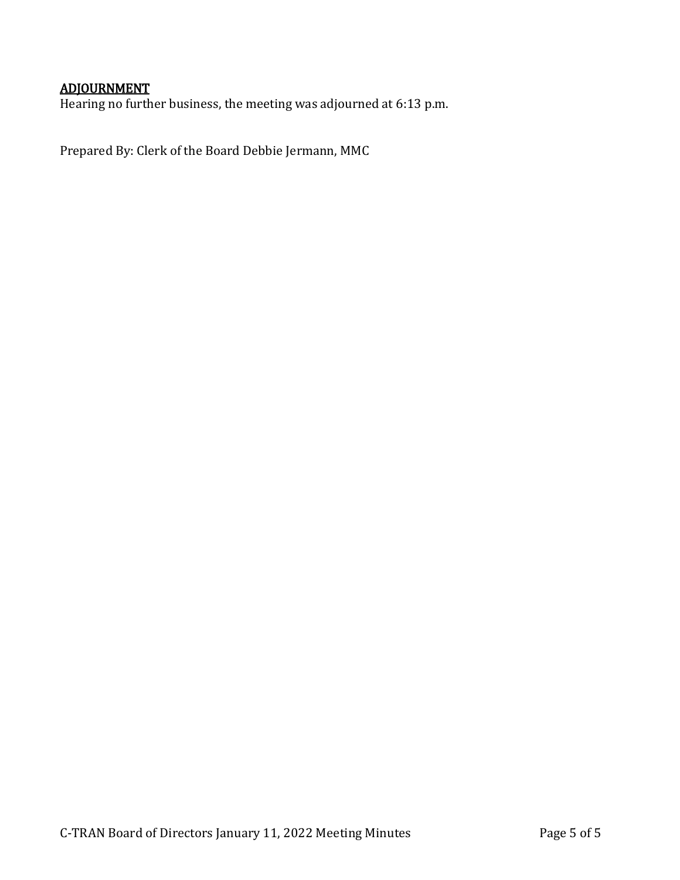## ADJOURNMENT

Hearing no further business, the meeting was adjourned at 6:13 p.m.

Prepared By: Clerk of the Board Debbie Jermann, MMC